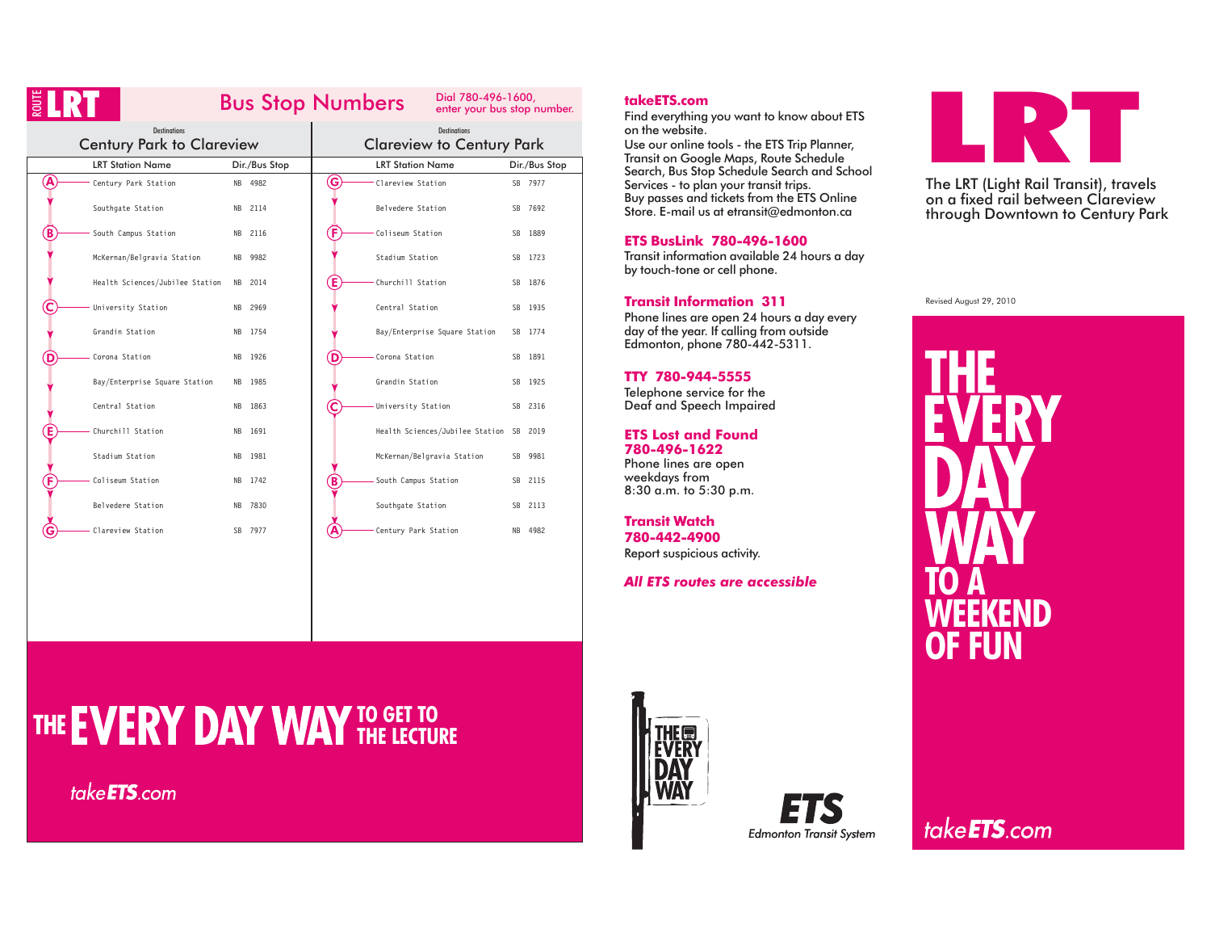# ROUTE LRT

## Bus Stop Numbers

Dial 780-496-1600, enter your bus stop number.

### Destinations: Century Park to Clareview

| | LRT Station Name | Dir./Bus Stop |
|---|---|---|
| A | Century Park Station | NB 4982 |
| | Southgate Station | NB 2114 |
| B | South Campus Station | NB 2116 |
| | McKernan/Belgravia Station | NB 9982 |
| | Health Sciences/Jubilee Station | NB 2014 |
| C | University Station | NB 2969 |
| | Grandin Station | NB 1754 |
| D | Corona Station | NB 1926 |
| | Bay/Enterprise Square Station | NB 1985 |
| | Central Station | NB 1863 |
| E | Churchill Station | NB 1691 |
| | Stadium Station | NB 1981 |
| F | Coliseum Station | NB 1742 |
| | Belvedere Station | NB 7830 |
| G | Clareview Station | SB 7977 |

### Destinations: Clareview to Century Park

| | LRT Station Name | Dir./Bus Stop |
|---|---|---|
| G | Clareview Station | SB 7977 |
| | Belvedere Station | SB 7692 |
| F | Coliseum Station | SB 1889 |
| | Stadium Station | SB 1723 |
| E | Churchill Station | SB 1876 |
| | Central Station | SB 1935 |
| | Bay/Enterprise Square Station | SB 1774 |
| D | Corona Station | SB 1891 |
| | Grandin Station | SB 1925 |
| C | University Station | SB 2316 |
| | Health Sciences/Jubilee Station | SB 2019 |
| | McKernan/Belgravia Station | SB 9981 |
| B | South Campus Station | SB 2115 |
| | Southgate Station | SB 2113 |
| A | Century Park Station | NB 4982 |

**THE EVERY DAY WAY TO GET TO THE LECTURE**

takeETS.com

**takeETS.com**

Find everything you want to know about ETS on the website.
Use our online tools - the ETS Trip Planner, Transit on Google Maps, Route Schedule Search, Bus Stop Schedule Search and School Services - to plan your transit trips.
Buy passes and tickets from the ETS Online Store. E-mail us at etransit@edmonton.ca

**ETS BusLink 780-496-1600**

Transit information available 24 hours a day by touch-tone or cell phone.

**Transit Information 311**

Phone lines are open 24 hours a day every day of the year. If calling from outside Edmonton, phone 780-442-5311.

**TTY 780-944-5555**

Telephone service for the Deaf and Speech Impaired

**ETS Lost and Found**
**780-496-1622**

Phone lines are open weekdays from 8:30 a.m. to 5:30 p.m.

**Transit Watch**
**780-442-4900**

Report suspicious activity.

***All ETS routes are accessible***

THE EVERY DAY WAY

ETS
Edmonton Transit System

# LRT

The LRT (Light Rail Transit), travels on a fixed rail between Clareview through Downtown to Century Park

Revised August 29, 2010

**THE EVERY DAY WAY TO A WEEKEND OF FUN**

takeETS.com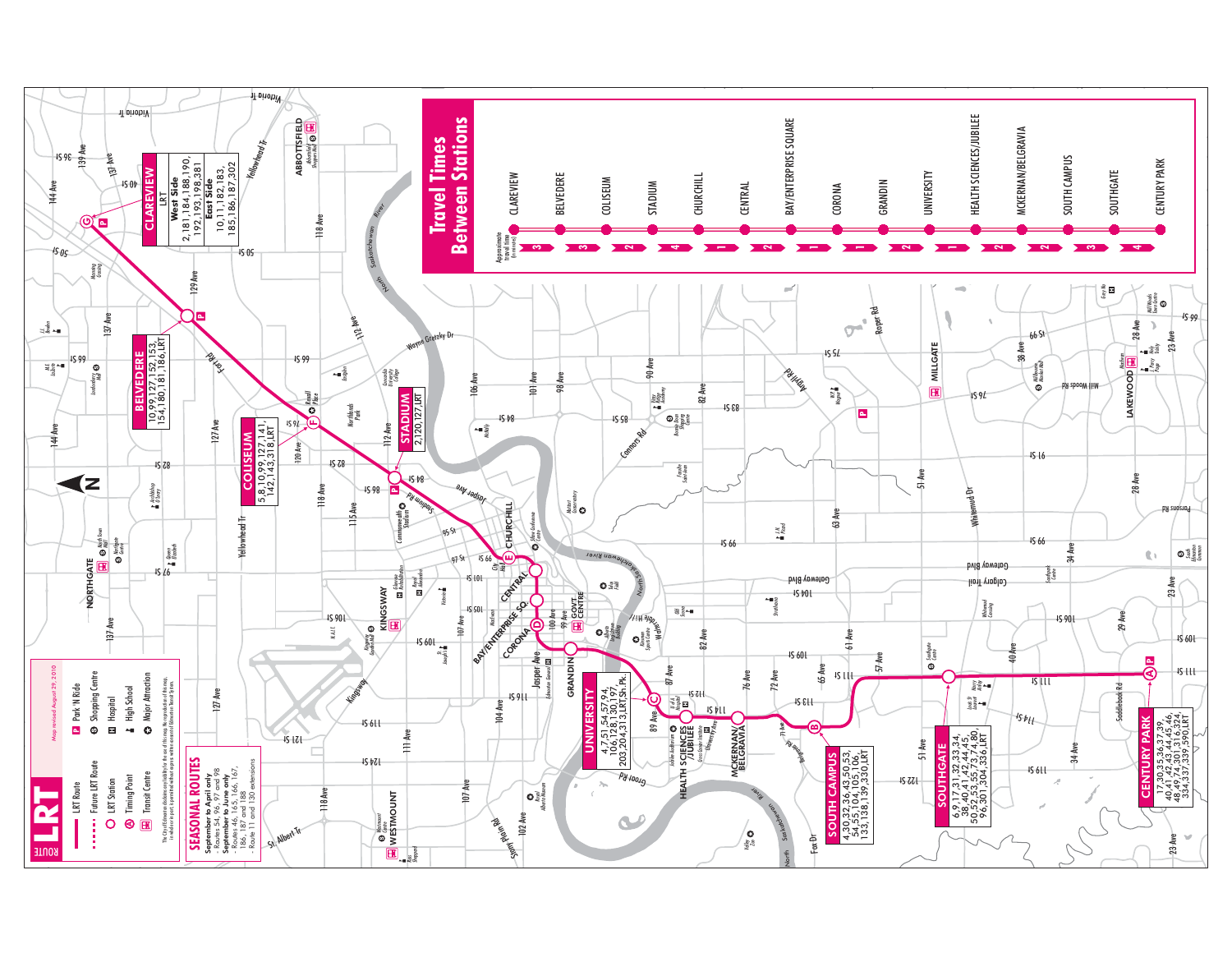# LRT ROUTE

Map revised August 29, 2010

- LRT Route
- Future LRT Route
- LRT Station
- Timing Point
- Transit Centre
- Park 'N Ride
- Shopping Centre
- Hospital
- High School
- Major Attraction

The City of Edmonton disclaims any liability for the use of this map. No reproduction of this map, in whole or in part, is permitted without express written consent of Edmonton Transit System.

## SEASONAL ROUTES

**September to April only**
- Routes 54, 96, 97 and 98

**September to June only**
- Routes 46, 165, 166, 167, 186, 187 and 188
- Route 11 and 130 extensions

## Travel Times Between Stations

Approximate travel time (in minutes)

| From | To | Minutes |
|---|---|---|
| CLAREVIEW | BELVEDERE | 3 |
| BELVEDERE | COLISEUM | 3 |
| COLISEUM | STADIUM | 2 |
| STADIUM | CHURCHILL | 4 |
| CHURCHILL | CENTRAL | 1 |
| CENTRAL | BAY/ENTERPRISE SQUARE | 2 |
| BAY/ENTERPRISE SQUARE | CORONA | 1 |
| CORONA | GRANDIN | 1 |
| GRANDIN | UNIVERSITY | 2 |
| UNIVERSITY | HEALTH SCIENCES/JUBILEE | 1 |
| HEALTH SCIENCES/JUBILEE | MCKERNAN/BELGRAVIA | 2 |
| MCKERNAN/BELGRAVIA | SOUTH CAMPUS | 2 |
| SOUTH CAMPUS | SOUTHGATE | 3 |
| SOUTHGATE | CENTURY PARK | 4 |

## Stations and Connecting Routes

**CLAREVIEW**
- LRT
- West Side: 2, 181, 184, 188, 190, 192, 193, 198, 381
- East Side: 10, 11, 182, 183, 185, 186, 187, 302

**BELVEDERE**
10, 99, 127, 152, 153, 154, 180, 181, 186, LRT

**COLISEUM**
5, 8, 10, 99, 127, 141, 142, 143, 318, LRT

**STADIUM**
2, 120, 127, LRT

**UNIVERSITY**
4, 7, 51, 54, 57, 94, 106, 128, 130, 197, 203, 204, 313, LRT, Sh. Pk.

**SOUTH CAMPUS**
4, 30, 32, 36, 43, 50, 53, 54, 55, 104, 105, 106, 133, 138, 139, 330, LRT

**SOUTHGATE**
6, 9, 17, 31, 32, 33, 34, 38, 40, 41, 44, 45, 50, 52, 53, 55, 73, 74, 80, 96, 301, 304, 336, LRT

**CENTURY PARK**
17, 30, 35, 36, 37, 39, 40, 41, 42, 43, 44, 45, 46, 48, 49, 74, 301, 316, 324, 334, 337, 339, 590, LRT

Other stations shown: CHURCHILL, CENTRAL, BAY/ENTERPRISE SQ., CORONA, GRANDIN, HEALTH SCIENCES/JUBILEE, MCKERNAN/BELGRAVIA

Transit Centres shown: ABBOTTSFIELD, NORTHGATE, KINGSWAY, WESTMOUNT, GOVT. CENTRE, MILLGATE, LAKEWOOD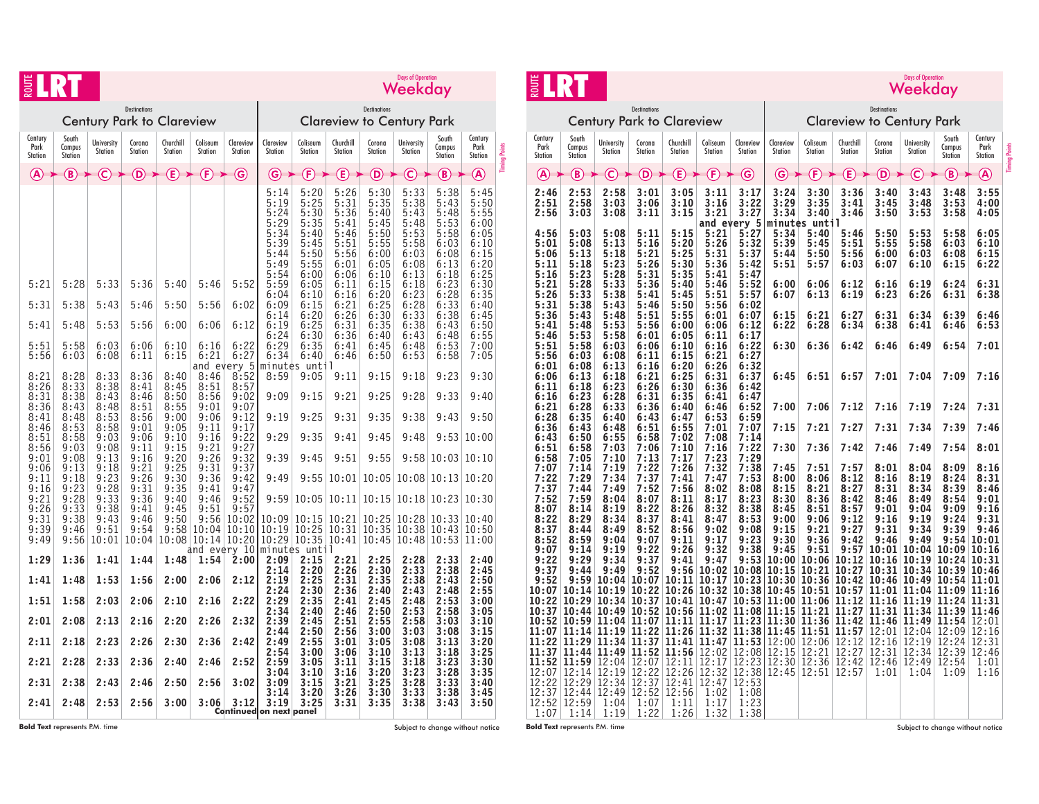# Route LRT

Days of Operation: **Weekday**

| Century Park to Clareview | | | | | | | Clareview to Century Park | | | | | | |
|---|---|---|---|---|---|---|---|---|---|---|---|---|---|
| Century Park Station (A) | South Campus Station (B) | University Station (C) | Corona Station (D) | Churchill Station (E) | Coliseum Station (F) | Clareview Station (G) | Clareview Station (G) | Coliseum Station (F) | Churchill Station (E) | Corona Station (D) | University Station (C) | South Campus Station (B) | Century Park Station (A) |
| | | | | | | | 5:14 | 5:20 | 5:26 | 5:30 | 5:33 | 5:38 | 5:45 |
| | | | | | | | 5:19 | 5:25 | 5:31 | 5:35 | 5:38 | 5:43 | 5:50 |
| | | | | | | | 5:24 | 5:30 | 5:36 | 5:40 | 5:43 | 5:48 | 5:55 |
| | | | | | | | 5:29 | 5:35 | 5:41 | 5:45 | 5:48 | 5:53 | 6:00 |
| | | | | | | | 5:34 | 5:40 | 5:46 | 5:50 | 5:53 | 5:58 | 6:05 |
| | | | | | | | 5:39 | 5:45 | 5:51 | 5:55 | 5:58 | 6:03 | 6:10 |
| | | | | | | | 5:44 | 5:50 | 5:56 | 6:00 | 6:03 | 6:08 | 6:15 |
| | | | | | | | 5:49 | 5:55 | 6:01 | 6:05 | 6:08 | 6:13 | 6:20 |
| | | | | | | | 5:54 | 6:00 | 6:06 | 6:10 | 6:13 | 6:18 | 6:25 |
| 5:21 | 5:28 | 5:33 | 5:36 | 5:40 | 5:46 | 5:52 | 5:59 | 6:05 | 6:11 | 6:15 | 6:18 | 6:23 | 6:30 |
| | | | | | | | 6:04 | 6:10 | 6:16 | 6:20 | 6:23 | 6:28 | 6:35 |
| 5:31 | 5:38 | 5:43 | 5:46 | 5:50 | 5:56 | 6:02 | 6:09 | 6:15 | 6:21 | 6:25 | 6:28 | 6:33 | 6:40 |
| | | | | | | | 6:14 | 6:20 | 6:26 | 6:30 | 6:33 | 6:38 | 6:45 |
| 5:41 | 5:48 | 5:53 | 5:56 | 6:00 | 6:06 | 6:12 | 6:19 | 6:25 | 6:31 | 6:35 | 6:38 | 6:43 | 6:50 |
| | | | | | | | 6:24 | 6:30 | 6:36 | 6:40 | 6:43 | 6:48 | 6:55 |
| 5:51 | 5:58 | 6:03 | 6:06 | 6:10 | 6:16 | 6:22 | 6:29 | 6:35 | 6:41 | 6:45 | 6:48 | 6:53 | 7:00 |
| 5:56 | 6:03 | 6:08 | 6:11 | 6:15 | 6:21 | 6:27 | 6:34 | 6:40 | 6:46 | 6:50 | 6:53 | 6:58 | 7:05 |
| | | | | | and every 5 | | minutes until | | | | | | |
| 8:21 | 8:28 | 8:33 | 8:36 | 8:40 | 8:46 | 8:52 | 8:59 | 9:05 | 9:11 | 9:15 | 9:18 | 9:23 | 9:30 |
| 8:26 | 8:33 | 8:38 | 8:41 | 8:45 | 8:51 | 8:57 | | | | | | | |
| 8:31 | 8:38 | 8:43 | 8:46 | 8:50 | 8:56 | 9:02 | 9:09 | 9:15 | 9:21 | 9:25 | 9:28 | 9:33 | 9:40 |
| 8:36 | 8:43 | 8:48 | 8:51 | 8:55 | 9:01 | 9:07 | | | | | | | |
| 8:41 | 8:48 | 8:53 | 8:56 | 9:00 | 9:06 | 9:12 | 9:19 | 9:25 | 9:31 | 9:35 | 9:38 | 9:43 | 9:50 |
| 8:46 | 8:53 | 8:58 | 9:01 | 9:05 | 9:11 | 9:17 | | | | | | | |
| 8:51 | 8:58 | 9:03 | 9:06 | 9:10 | 9:16 | 9:22 | 9:29 | 9:35 | 9:41 | 9:45 | 9:48 | 9:53 | 10:00 |
| 8:56 | 9:03 | 9:08 | 9:11 | 9:15 | 9:21 | 9:27 | | | | | | | |
| 9:01 | 9:08 | 9:13 | 9:16 | 9:20 | 9:26 | 9:32 | 9:39 | 9:45 | 9:51 | 9:55 | 9:58 | 10:03 | 10:10 |
| 9:06 | 9:13 | 9:18 | 9:21 | 9:25 | 9:31 | 9:37 | | | | | | | |
| 9:11 | 9:18 | 9:23 | 9:26 | 9:30 | 9:36 | 9:42 | 9:49 | 9:55 | 10:01 | 10:05 | 10:08 | 10:13 | 10:20 |
| 9:16 | 9:23 | 9:28 | 9:31 | 9:35 | 9:41 | 9:47 | | | | | | | |
| 9:21 | 9:28 | 9:33 | 9:36 | 9:40 | 9:46 | 9:52 | 9:59 | 10:05 | 10:11 | 10:15 | 10:18 | 10:23 | 10:30 |
| 9:26 | 9:33 | 9:38 | 9:41 | 9:45 | 9:51 | 9:57 | | | | | | | |
| 9:31 | 9:38 | 9:43 | 9:46 | 9:50 | 9:56 | 10:02 | 10:09 | 10:15 | 10:21 | 10:25 | 10:28 | 10:33 | 10:40 |
| 9:39 | 9:46 | 9:51 | 9:54 | 9:58 | 10:04 | 10:10 | 10:19 | 10:25 | 10:31 | 10:35 | 10:38 | 10:43 | 10:50 |
| 9:49 | 9:56 | 10:01 | 10:04 | 10:08 | 10:14 | 10:20 | 10:29 | 10:35 | 10:41 | 10:45 | 10:48 | 10:53 | 11:00 |
| | | | | | and every 10 | | minutes until | | | | | | |
| **1:29** | **1:36** | **1:41** | **1:44** | **1:48** | **1:54** | **2:00** | **2:09** | **2:15** | **2:21** | **2:25** | **2:28** | **2:33** | **2:40** |
| | | | | | | | **2:14** | **2:20** | **2:26** | **2:30** | **2:33** | **2:38** | **2:45** |
| **1:41** | **1:48** | **1:53** | **1:56** | **2:00** | **2:06** | **2:12** | **2:19** | **2:25** | **2:31** | **2:35** | **2:38** | **2:43** | **2:50** |
| | | | | | | | **2:24** | **2:30** | **2:36** | **2:40** | **2:43** | **2:48** | **2:55** |
| **1:51** | **1:58** | **2:03** | **2:06** | **2:10** | **2:16** | **2:22** | **2:29** | **2:35** | **2:41** | **2:45** | **2:48** | **2:53** | **3:00** |
| | | | | | | | **2:34** | **2:40** | **2:46** | **2:50** | **2:53** | **2:58** | **3:05** |
| **2:01** | **2:08** | **2:13** | **2:16** | **2:20** | **2:26** | **2:32** | **2:39** | **2:45** | **2:51** | **2:55** | **2:58** | **3:03** | **3:10** |
| | | | | | | | **2:44** | **2:50** | **2:56** | **3:00** | **3:03** | **3:08** | **3:15** |
| **2:11** | **2:18** | **2:23** | **2:26** | **2:30** | **2:36** | **2:42** | **2:49** | **2:55** | **3:01** | **3:05** | **3:08** | **3:13** | **3:20** |
| | | | | | | | **2:54** | **3:00** | **3:06** | **3:10** | **3:13** | **3:18** | **3:25** |
| **2:21** | **2:28** | **2:33** | **2:36** | **2:40** | **2:46** | **2:52** | **2:59** | **3:05** | **3:11** | **3:15** | **3:18** | **3:23** | **3:30** |
| | | | | | | | **3:04** | **3:10** | **3:16** | **3:20** | **3:23** | **3:28** | **3:35** |
| **2:31** | **2:38** | **2:43** | **2:46** | **2:50** | **2:56** | **3:02** | **3:09** | **3:15** | **3:21** | **3:25** | **3:28** | **3:33** | **3:40** |
| | | | | | | | **3:14** | **3:20** | **3:26** | **3:30** | **3:33** | **3:38** | **3:45** |
| **2:41** | **2:48** | **2:53** | **2:56** | **3:00** | **3:06** | **3:12** | **3:19** | **3:25** | **3:31** | **3:35** | **3:38** | **3:43** | **3:50** |

Continued on next panel

**Bold Text** represents P.M. time

Subject to change without notice

# Route LRT

Days of Operation: **Weekday**

| Century Park to Clareview | | | | | | | Clareview to Century Park | | | | | | |
|---|---|---|---|---|---|---|---|---|---|---|---|---|---|
| Century Park Station (A) | South Campus Station (B) | University Station (C) | Corona Station (D) | Churchill Station (E) | Coliseum Station (F) | Clareview Station (G) | Clareview Station (G) | Coliseum Station (F) | Churchill Station (E) | Corona Station (D) | University Station (C) | South Campus Station (B) | Century Park Station (A) |
| **2:46** | **2:53** | **2:58** | **3:01** | **3:05** | **3:11** | **3:17** | **3:24** | **3:30** | **3:36** | **3:40** | **3:43** | **3:48** | **3:55** |
| **2:51** | **2:58** | **3:03** | **3:06** | **3:10** | **3:16** | **3:22** | **3:29** | **3:35** | **3:41** | **3:45** | **3:48** | **3:53** | **4:00** |
| **2:56** | **3:03** | **3:08** | **3:11** | **3:15** | **3:21** | **3:27** | **3:34** | **3:40** | **3:46** | **3:50** | **3:53** | **3:58** | **4:05** |
| | | | | | and every 5 | | minutes until | | | | | | |
| **4:56** | **5:03** | **5:08** | **5:11** | **5:15** | **5:21** | **5:27** | **5:34** | **5:40** | **5:46** | **5:50** | **5:53** | **5:58** | **6:05** |
| **5:01** | **5:08** | **5:13** | **5:16** | **5:20** | **5:26** | **5:32** | **5:39** | **5:45** | **5:51** | **5:55** | **5:58** | **6:03** | **6:10** |
| **5:06** | **5:13** | **5:18** | **5:21** | **5:25** | **5:31** | **5:37** | **5:44** | **5:50** | **5:56** | **6:00** | **6:03** | **6:08** | **6:15** |
| **5:11** | **5:18** | **5:23** | **5:26** | **5:30** | **5:36** | **5:42** | **5:51** | **5:57** | **6:03** | **6:07** | **6:10** | **6:15** | **6:22** |
| **5:16** | **5:23** | **5:28** | **5:31** | **5:35** | **5:41** | **5:47** | | | | | | | |
| **5:21** | **5:28** | **5:33** | **5:36** | **5:40** | **5:46** | **5:52** | **6:00** | **6:06** | **6:12** | **6:16** | **6:19** | **6:24** | **6:31** |
| **5:26** | **5:33** | **5:38** | **5:41** | **5:45** | **5:51** | **5:57** | **6:07** | **6:13** | **6:19** | **6:23** | **6:26** | **6:31** | **6:38** |
| **5:31** | **5:38** | **5:43** | **5:46** | **5:50** | **5:56** | **6:02** | | | | | | | |
| **5:36** | **5:43** | **5:48** | **5:51** | **5:55** | **6:01** | **6:07** | **6:15** | **6:21** | **6:27** | **6:31** | **6:34** | **6:39** | **6:46** |
| **5:41** | **5:48** | **5:53** | **5:56** | **6:00** | **6:06** | **6:12** | **6:22** | **6:28** | **6:34** | **6:38** | **6:41** | **6:46** | **6:53** |
| **5:46** | **5:53** | **5:58** | **6:01** | **6:05** | **6:11** | **6:17** | | | | | | | |
| **5:51** | **5:58** | **6:03** | **6:06** | **6:10** | **6:16** | **6:22** | **6:30** | **6:36** | **6:42** | **6:46** | **6:49** | **6:54** | **7:01** |
| **5:56** | **6:03** | **6:08** | **6:11** | **6:15** | **6:21** | **6:27** | | | | | | | |
| **6:01** | **6:08** | **6:13** | **6:16** | **6:20** | **6:26** | **6:32** | | | | | | | |
| **6:06** | **6:13** | **6:18** | **6:21** | **6:25** | **6:31** | **6:37** | **6:45** | **6:51** | **6:57** | **7:01** | **7:04** | **7:09** | **7:16** |
| **6:11** | **6:18** | **6:23** | **6:26** | **6:30** | **6:36** | **6:42** | | | | | | | |
| **6:16** | **6:23** | **6:28** | **6:31** | **6:35** | **6:41** | **6:47** | | | | | | | |
| **6:21** | **6:28** | **6:33** | **6:36** | **6:40** | **6:46** | **6:52** | **7:00** | **7:06** | **7:12** | **7:16** | **7:19** | **7:24** | **7:31** |
| **6:28** | **6:35** | **6:40** | **6:43** | **6:47** | **6:53** | **6:59** | | | | | | | |
| **6:36** | **6:43** | **6:48** | **6:51** | **6:55** | **7:01** | **7:07** | **7:15** | **7:21** | **7:27** | **7:31** | **7:34** | **7:39** | **7:46** |
| **6:43** | **6:50** | **6:55** | **6:58** | **7:02** | **7:08** | **7:14** | | | | | | | |
| **6:51** | **6:58** | **7:03** | **7:06** | **7:10** | **7:16** | **7:22** | **7:30** | **7:36** | **7:42** | **7:46** | **7:49** | **7:54** | **8:01** |
| **6:58** | **7:05** | **7:10** | **7:13** | **7:17** | **7:23** | **7:29** | | | | | | | |
| **7:07** | **7:14** | **7:19** | **7:22** | **7:26** | **7:32** | **7:38** | **7:45** | **7:51** | **7:57** | **8:01** | **8:04** | **8:09** | **8:16** |
| **7:22** | **7:29** | **7:34** | **7:37** | **7:41** | **7:47** | **7:53** | **8:00** | **8:06** | **8:12** | **8:16** | **8:19** | **8:24** | **8:31** |
| **7:37** | **7:44** | **7:49** | **7:52** | **7:56** | **8:02** | **8:08** | **8:15** | **8:21** | **8:27** | **8:31** | **8:34** | **8:39** | **8:46** |
| **7:52** | **7:59** | **8:04** | **8:07** | **8:11** | **8:17** | **8:23** | **8:30** | **8:36** | **8:42** | **8:46** | **8:49** | **8:54** | **9:01** |
| **8:07** | **8:14** | **8:19** | **8:22** | **8:26** | **8:32** | **8:38** | **8:45** | **8:51** | **8:57** | **9:01** | **9:04** | **9:09** | **9:16** |
| **8:22** | **8:29** | **8:34** | **8:37** | **8:41** | **8:47** | **8:53** | **9:00** | **9:06** | **9:12** | **9:16** | **9:19** | **9:24** | **9:31** |
| **8:37** | **8:44** | **8:49** | **8:52** | **8:56** | **9:02** | **9:08** | **9:15** | **9:21** | **9:27** | **9:31** | **9:34** | **9:39** | **9:46** |
| **8:52** | **8:59** | **9:04** | **9:07** | **9:11** | **9:17** | **9:23** | **9:30** | **9:36** | **9:42** | **9:46** | **9:49** | **9:54** | **10:01** |
| **9:07** | **9:14** | **9:19** | **9:22** | **9:26** | **9:32** | **9:38** | **9:45** | **9:51** | **9:57** | **10:01** | **10:04** | **10:09** | **10:16** |
| **9:22** | **9:29** | **9:34** | **9:37** | **9:41** | **9:47** | **9:53** | **10:00** | **10:06** | **10:12** | **10:16** | **10:19** | **10:24** | **10:31** |
| **9:37** | **9:44** | **9:49** | **9:52** | **9:56** | **10:02** | **10:08** | **10:15** | **10:21** | **10:27** | **10:31** | **10:34** | **10:39** | **10:46** |
| **9:52** | **9:59** | **10:04** | **10:07** | **10:11** | **10:17** | **10:23** | **10:30** | **10:36** | **10:42** | **10:46** | **10:49** | **10:54** | **11:01** |
| **10:07** | **10:14** | **10:19** | **10:22** | **10:26** | **10:32** | **10:38** | **10:45** | **10:51** | **10:57** | **11:01** | **11:04** | **11:09** | **11:16** |
| **10:22** | **10:29** | **10:34** | **10:37** | **10:41** | **10:47** | **10:53** | **11:00** | **11:06** | **11:12** | **11:16** | **11:19** | **11:24** | **11:31** |
| **10:37** | **10:44** | **10:49** | **10:52** | **10:56** | **11:02** | **11:08** | **11:15** | **11:21** | **11:27** | **11:31** | **11:34** | **11:39** | **11:46** |
| **10:52** | **10:59** | **11:04** | **11:07** | **11:11** | **11:17** | **11:23** | **11:30** | **11:36** | **11:42** | **11:46** | **11:49** | **11:54** | 12:01 |
| **11:07** | **11:14** | **11:19** | **11:22** | **11:26** | **11:32** | **11:38** | **11:45** | **11:51** | **11:57** | 12:01 | 12:04 | 12:09 | 12:16 |
| **11:22** | **11:29** | **11:34** | **11:37** | **11:41** | **11:47** | **11:53** | 12:00 | 12:06 | 12:12 | 12:16 | 12:19 | 12:24 | 12:31 |
| **11:37** | **11:44** | **11:49** | **11:52** | **11:56** | 12:02 | 12:08 | 12:15 | 12:21 | 12:27 | 12:31 | 12:34 | 12:39 | 12:46 |
| **11:52** | **11:59** | 12:04 | 12:07 | 12:11 | 12:17 | 12:23 | 12:30 | 12:36 | 12:42 | 12:46 | 12:49 | 12:54 | 1:01 |
| 12:07 | 12:14 | 12:19 | 12:22 | 12:26 | 12:32 | 12:38 | 12:45 | 12:51 | 12:57 | 1:01 | 1:04 | 1:09 | 1:16 |
| 12:22 | 12:29 | 12:34 | 12:37 | 12:41 | 12:47 | 12:53 | | | | | | | |
| 12:37 | 12:44 | 12:49 | 12:52 | 12:56 | 1:02 | 1:08 | | | | | | | |
| 12:52 | 12:59 | 1:04 | 1:07 | 1:11 | 1:17 | 1:23 | | | | | | | |
| 1:07 | 1:14 | 1:19 | 1:22 | 1:26 | 1:32 | 1:38 | | | | | | | |

**Bold Text** represents P.M. time

Subject to change without notice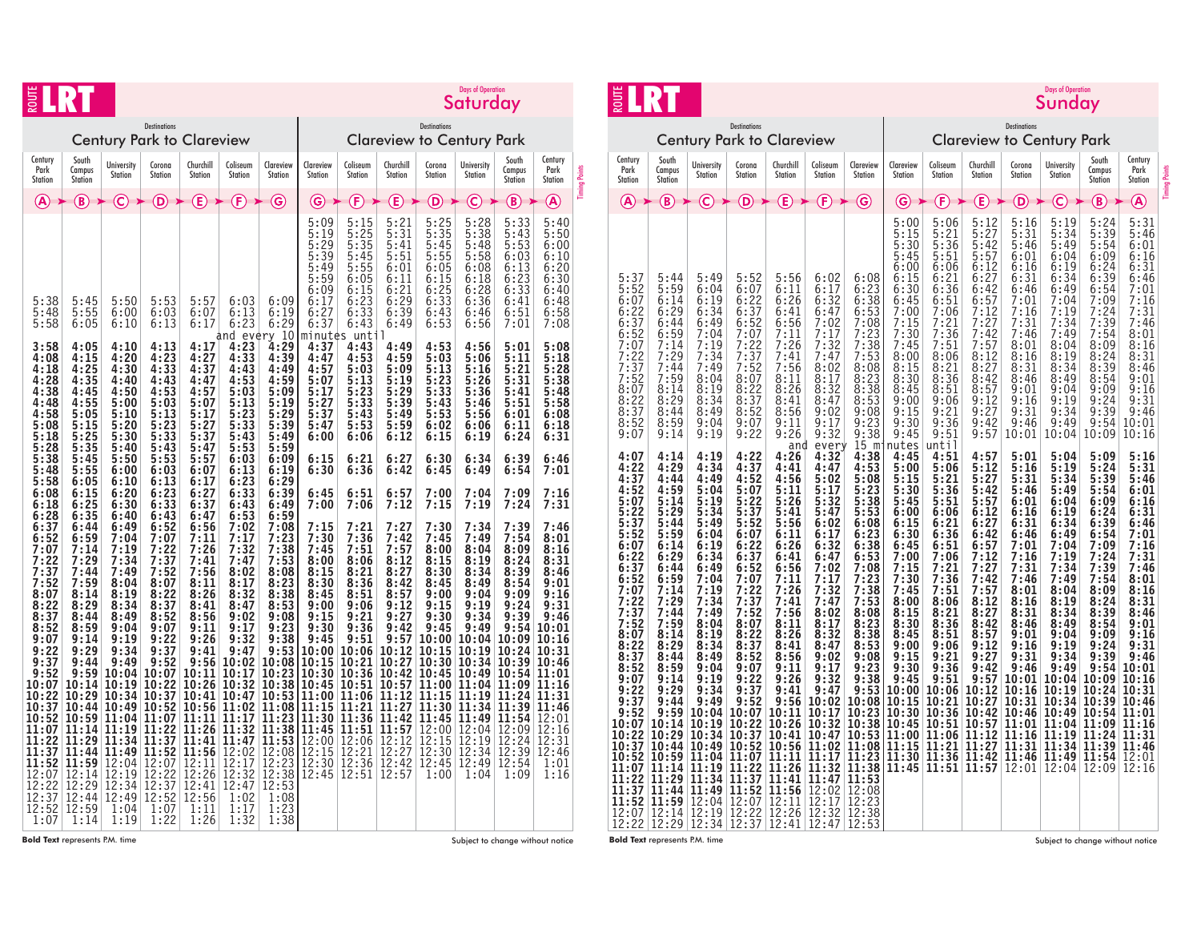# ROUTE LRT

## Days of Operation: Saturday

### Destinations: Century Park to Clareview

| Century Park Station (A) | South Campus Station (B) | University Station (C) | Corona Station (D) | Churchill Station (E) | Coliseum Station (F) | Clareview Station (G) |
|---|---|---|---|---|---|---|
| 5:38 | 5:45 | 5:50 | 5:53 | 5:57 | 6:03 | 6:09 |
| 5:48 | 5:55 | 6:00 | 6:03 | 6:07 | 6:13 | 6:19 |
| 5:58 | 6:05 | 6:10 | 6:13 | 6:17 | 6:23 | 6:29 |
| and every 10 minutes until | | | | | | |
| **3:58** | **4:05** | **4:10** | **4:13** | **4:17** | **4:23** | **4:29** |
| **4:08** | **4:15** | **4:20** | **4:23** | **4:27** | **4:33** | **4:39** |
| **4:18** | **4:25** | **4:30** | **4:33** | **4:37** | **4:43** | **4:49** |
| **4:28** | **4:35** | **4:40** | **4:43** | **4:47** | **4:53** | **4:59** |
| **4:38** | **4:45** | **4:50** | **4:53** | **4:57** | **5:03** | **5:09** |
| **4:48** | **4:55** | **5:00** | **5:03** | **5:07** | **5:13** | **5:19** |
| **4:58** | **5:05** | **5:10** | **5:13** | **5:17** | **5:23** | **5:29** |
| **5:08** | **5:15** | **5:20** | **5:23** | **5:27** | **5:33** | **5:39** |
| **5:18** | **5:25** | **5:30** | **5:33** | **5:37** | **5:43** | **5:49** |
| **5:28** | **5:35** | **5:40** | **5:43** | **5:47** | **5:53** | **5:59** |
| **5:38** | **5:45** | **5:50** | **5:53** | **5:57** | **6:03** | **6:09** |
| **5:48** | **5:55** | **6:00** | **6:03** | **6:07** | **6:13** | **6:19** |
| **5:58** | **6:05** | **6:10** | **6:13** | **6:17** | **6:23** | **6:29** |
| **6:08** | **6:15** | **6:20** | **6:23** | **6:27** | **6:33** | **6:39** |
| **6:18** | **6:25** | **6:30** | **6:33** | **6:37** | **6:43** | **6:49** |
| **6:28** | **6:35** | **6:40** | **6:43** | **6:47** | **6:53** | **6:59** |
| **6:37** | **6:44** | **6:49** | **6:52** | **6:56** | **7:02** | **7:08** |
| **6:52** | **6:59** | **7:04** | **7:07** | **7:11** | **7:17** | **7:23** |
| **7:07** | **7:14** | **7:19** | **7:22** | **7:26** | **7:32** | **7:38** |
| **7:22** | **7:29** | **7:34** | **7:37** | **7:41** | **7:47** | **7:53** |
| **7:37** | **7:44** | **7:49** | **7:52** | **7:56** | **8:02** | **8:08** |
| **7:52** | **7:59** | **8:04** | **8:07** | **8:11** | **8:17** | **8:23** |
| **8:07** | **8:14** | **8:19** | **8:22** | **8:26** | **8:32** | **8:38** |
| **8:22** | **8:29** | **8:34** | **8:37** | **8:41** | **8:47** | **8:53** |
| **8:37** | **8:44** | **8:49** | **8:52** | **8:56** | **9:02** | **9:08** |
| **8:52** | **8:59** | **9:04** | **9:07** | **9:11** | **9:17** | **9:23** |
| **9:07** | **9:14** | **9:19** | **9:22** | **9:26** | **9:32** | **9:38** |
| **9:22** | **9:29** | **9:34** | **9:37** | **9:41** | **9:47** | **9:53** |
| **9:37** | **9:44** | **9:49** | **9:52** | **9:56** | **10:02** | **10:08** |
| **9:52** | **9:59** | **10:04** | **10:07** | **10:11** | **10:17** | **10:23** |
| **10:07** | **10:14** | **10:19** | **10:22** | **10:26** | **10:32** | **10:38** |
| **10:22** | **10:29** | **10:34** | **10:37** | **10:41** | **10:47** | **10:53** |
| **10:37** | **10:44** | **10:49** | **10:52** | **10:56** | **11:02** | **11:08** |
| **10:52** | **10:59** | **11:04** | **11:07** | **11:11** | **11:17** | **11:23** |
| **11:07** | **11:14** | **11:19** | **11:22** | **11:26** | **11:32** | **11:38** |
| **11:22** | **11:29** | **11:34** | **11:37** | **11:41** | **11:47** | **11:53** |
| **11:37** | **11:44** | **11:49** | **11:52** | **11:56** | 12:02 | 12:08 |
| **11:52** | **11:59** | 12:04 | 12:07 | 12:11 | 12:17 | 12:23 |
| 12:07 | 12:14 | 12:19 | 12:22 | 12:26 | 12:32 | 12:38 |
| 12:22 | 12:29 | 12:34 | 12:37 | 12:41 | 12:47 | 12:53 |
| 12:37 | 12:44 | 12:49 | 12:52 | 12:56 | 1:02 | 1:08 |
| 12:52 | 12:59 | 1:04 | 1:07 | 1:11 | 1:17 | 1:23 |
| 1:07 | 1:14 | 1:19 | 1:22 | 1:26 | 1:32 | 1:38 |

### Destinations: Clareview to Century Park

| Clareview Station (G) | Coliseum Station (F) | Churchill Station (E) | Corona Station (D) | University Station (C) | South Campus Station (B) | Century Park Station (A) |
|---|---|---|---|---|---|---|
| 5:09 | 5:15 | 5:21 | 5:25 | 5:28 | 5:33 | 5:40 |
| 5:19 | 5:25 | 5:31 | 5:35 | 5:38 | 5:43 | 5:50 |
| 5:29 | 5:35 | 5:41 | 5:45 | 5:48 | 5:53 | 6:00 |
| 5:39 | 5:45 | 5:51 | 5:55 | 5:58 | 6:03 | 6:10 |
| 5:49 | 5:55 | 6:01 | 6:05 | 6:08 | 6:13 | 6:20 |
| 5:59 | 6:05 | 6:11 | 6:15 | 6:18 | 6:23 | 6:30 |
| 6:09 | 6:15 | 6:21 | 6:25 | 6:28 | 6:33 | 6:40 |
| 6:17 | 6:23 | 6:29 | 6:33 | 6:36 | 6:41 | 6:48 |
| 6:27 | 6:33 | 6:39 | 6:43 | 6:46 | 6:51 | 6:58 |
| 6:37 | 6:43 | 6:49 | 6:53 | 6:56 | 7:01 | 7:08 |
| and every 10 minutes until | | | | | | |
| **4:37** | **4:43** | **4:49** | **4:53** | **4:56** | **5:01** | **5:08** |
| **4:47** | **4:53** | **4:59** | **5:03** | **5:06** | **5:11** | **5:18** |
| **4:57** | **5:03** | **5:09** | **5:13** | **5:16** | **5:21** | **5:28** |
| **5:07** | **5:13** | **5:19** | **5:23** | **5:26** | **5:31** | **5:38** |
| **5:17** | **5:23** | **5:29** | **5:33** | **5:36** | **5:41** | **5:48** |
| **5:27** | **5:33** | **5:39** | **5:43** | **5:46** | **5:51** | **5:58** |
| **5:37** | **5:43** | **5:49** | **5:53** | **5:56** | **6:01** | **6:08** |
| **5:47** | **5:53** | **5:59** | **6:02** | **6:06** | **6:11** | **6:18** |
| **6:00** | **6:06** | **6:12** | **6:15** | **6:19** | **6:24** | **6:31** |
| **6:15** | **6:21** | **6:27** | **6:30** | **6:34** | **6:39** | **6:46** |
| **6:30** | **6:36** | **6:42** | **6:45** | **6:49** | **6:54** | **7:01** |
| **6:45** | **6:51** | **6:57** | **7:00** | **7:04** | **7:09** | **7:16** |
| **7:00** | **7:06** | **7:12** | **7:15** | **7:19** | **7:24** | **7:31** |
| **7:15** | **7:21** | **7:27** | **7:30** | **7:34** | **7:39** | **7:46** |
| **7:30** | **7:36** | **7:42** | **7:45** | **7:49** | **7:54** | **8:01** |
| **7:45** | **7:51** | **7:57** | **8:00** | **8:04** | **8:09** | **8:16** |
| **8:00** | **8:06** | **8:12** | **8:15** | **8:19** | **8:24** | **8:31** |
| **8:15** | **8:21** | **8:27** | **8:30** | **8:34** | **8:39** | **8:46** |
| **8:30** | **8:36** | **8:42** | **8:45** | **8:49** | **8:54** | **9:01** |
| **8:45** | **8:51** | **8:57** | **9:00** | **9:04** | **9:09** | **9:16** |
| **9:00** | **9:06** | **9:12** | **9:15** | **9:19** | **9:24** | **9:31** |
| **9:15** | **9:21** | **9:27** | **9:30** | **9:34** | **9:39** | **9:46** |
| **9:30** | **9:36** | **9:42** | **9:45** | **9:49** | **9:54** | **10:01** |
| **9:45** | **9:51** | **9:57** | **10:00** | **10:04** | **10:09** | **10:16** |
| **10:00** | **10:06** | **10:12** | **10:15** | **10:19** | **10:24** | **10:31** |
| **10:15** | **10:21** | **10:27** | **10:30** | **10:34** | **10:39** | **10:46** |
| **10:30** | **10:36** | **10:42** | **10:45** | **10:49** | **10:54** | **11:01** |
| **10:45** | **10:51** | **10:57** | **11:00** | **11:04** | **11:09** | **11:16** |
| **11:00** | **11:06** | **11:12** | **11:15** | **11:19** | **11:24** | **11:31** |
| **11:15** | **11:21** | **11:27** | **11:30** | **11:34** | **11:39** | **11:46** |
| **11:30** | **11:36** | **11:42** | **11:45** | **11:49** | **11:54** | 12:01 |
| **11:45** | **11:51** | **11:57** | 12:00 | 12:04 | 12:09 | 12:16 |
| 12:00 | 12:06 | 12:12 | 12:15 | 12:19 | 12:24 | 12:31 |
| 12:15 | 12:21 | 12:27 | 12:30 | 12:34 | 12:39 | 12:46 |
| 12:30 | 12:36 | 12:42 | 12:45 | 12:49 | 12:54 | 1:01 |
| 12:45 | 12:51 | 12:57 | 1:00 | 1:04 | 1:09 | 1:16 |

Timing Points

**Bold Text** represents P.M. time

Subject to change without notice

# ROUTE LRT

## Days of Operation: Sunday

### Destinations: Century Park to Clareview

| Century Park Station (A) | South Campus Station (B) | University Station (C) | Corona Station (D) | Churchill Station (E) | Coliseum Station (F) | Clareview Station (G) |
|---|---|---|---|---|---|---|
| 5:37 | 5:44 | 5:49 | 5:52 | 5:56 | 6:02 | 6:08 |
| 5:52 | 5:59 | 6:04 | 6:07 | 6:11 | 6:17 | 6:23 |
| 6:07 | 6:14 | 6:19 | 6:22 | 6:26 | 6:32 | 6:38 |
| 6:22 | 6:29 | 6:34 | 6:37 | 6:41 | 6:47 | 6:53 |
| 6:37 | 6:44 | 6:49 | 6:52 | 6:56 | 7:02 | 7:08 |
| 6:52 | 6:59 | 7:04 | 7:07 | 7:11 | 7:17 | 7:23 |
| 7:07 | 7:14 | 7:19 | 7:22 | 7:26 | 7:32 | 7:38 |
| 7:22 | 7:29 | 7:34 | 7:37 | 7:41 | 7:47 | 7:53 |
| 7:37 | 7:44 | 7:49 | 7:52 | 7:56 | 8:02 | 8:08 |
| 7:52 | 7:59 | 8:04 | 8:07 | 8:11 | 8:17 | 8:23 |
| 8:07 | 8:14 | 8:19 | 8:22 | 8:26 | 8:32 | 8:38 |
| 8:22 | 8:29 | 8:34 | 8:37 | 8:41 | 8:47 | 8:53 |
| 8:37 | 8:44 | 8:49 | 8:52 | 8:56 | 9:02 | 9:08 |
| 8:52 | 8:59 | 9:04 | 9:07 | 9:11 | 9:17 | 9:23 |
| 9:07 | 9:14 | 9:19 | 9:22 | 9:26 | 9:32 | 9:38 |
| and every 15 minutes until | | | | | | |
| **4:07** | **4:14** | **4:19** | **4:22** | **4:26** | **4:32** | **4:38** |
| **4:22** | **4:29** | **4:34** | **4:37** | **4:41** | **4:47** | **4:53** |
| **4:37** | **4:44** | **4:49** | **4:52** | **4:56** | **5:02** | **5:08** |
| **4:52** | **4:59** | **5:04** | **5:07** | **5:11** | **5:17** | **5:23** |
| **5:07** | **5:14** | **5:19** | **5:22** | **5:26** | **5:32** | **5:38** |
| **5:22** | **5:29** | **5:34** | **5:37** | **5:41** | **5:47** | **5:53** |
| **5:37** | **5:44** | **5:49** | **5:52** | **5:56** | **6:02** | **6:08** |
| **5:52** | **5:59** | **6:04** | **6:07** | **6:11** | **6:17** | **6:23** |
| **6:07** | **6:14** | **6:19** | **6:22** | **6:26** | **6:32** | **6:38** |
| **6:22** | **6:29** | **6:34** | **6:37** | **6:41** | **6:47** | **6:53** |
| **6:37** | **6:44** | **6:49** | **6:52** | **6:56** | **7:02** | **7:08** |
| **6:52** | **6:59** | **7:04** | **7:07** | **7:11** | **7:17** | **7:23** |
| **7:07** | **7:14** | **7:19** | **7:22** | **7:26** | **7:32** | **7:38** |
| **7:22** | **7:29** | **7:34** | **7:37** | **7:41** | **7:47** | **7:53** |
| **7:37** | **7:44** | **7:49** | **7:52** | **7:56** | **8:02** | **8:08** |
| **7:52** | **7:59** | **8:04** | **8:07** | **8:11** | **8:17** | **8:23** |
| **8:07** | **8:14** | **8:19** | **8:22** | **8:26** | **8:32** | **8:38** |
| **8:22** | **8:29** | **8:34** | **8:37** | **8:41** | **8:47** | **8:53** |
| **8:37** | **8:44** | **8:49** | **8:52** | **8:56** | **9:02** | **9:08** |
| **8:52** | **8:59** | **9:04** | **9:07** | **9:11** | **9:17** | **9:23** |
| **9:07** | **9:14** | **9:19** | **9:22** | **9:26** | **9:32** | **9:38** |
| **9:22** | **9:29** | **9:34** | **9:37** | **9:41** | **9:47** | **9:53** |
| **9:37** | **9:44** | **9:49** | **9:52** | **9:56** | **10:02** | **10:08** |
| **9:52** | **9:59** | **10:04** | **10:07** | **10:11** | **10:17** | **10:23** |
| **10:07** | **10:14** | **10:19** | **10:22** | **10:26** | **10:32** | **10:38** |
| **10:22** | **10:29** | **10:34** | **10:37** | **10:41** | **10:47** | **10:53** |
| **10:37** | **10:44** | **10:49** | **10:52** | **10:56** | **11:02** | **11:08** |
| **10:52** | **10:59** | **11:04** | **11:07** | **11:11** | **11:17** | **11:23** |
| **11:07** | **11:14** | **11:19** | **11:22** | **11:26** | **11:32** | **11:38** |
| **11:22** | **11:29** | **11:34** | **11:37** | **11:41** | **11:47** | **11:53** |
| **11:37** | **11:44** | **11:49** | **11:52** | **11:56** | 12:02 | 12:08 |
| **11:52** | **11:59** | 12:04 | 12:07 | 12:11 | 12:17 | 12:23 |
| 12:07 | 12:14 | 12:19 | 12:22 | 12:26 | 12:32 | 12:38 |
| 12:22 | 12:29 | 12:34 | 12:37 | 12:41 | 12:47 | 12:53 |

### Destinations: Clareview to Century Park

| Clareview Station (G) | Coliseum Station (F) | Churchill Station (E) | Corona Station (D) | University Station (C) | South Campus Station (B) | Century Park Station (A) |
|---|---|---|---|---|---|---|
| 5:00 | 5:06 | 5:12 | 5:16 | 5:19 | 5:24 | 5:31 |
| 5:15 | 5:21 | 5:27 | 5:31 | 5:34 | 5:39 | 5:46 |
| 5:30 | 5:36 | 5:42 | 5:46 | 5:49 | 5:54 | 6:01 |
| 5:45 | 5:51 | 5:57 | 6:01 | 6:04 | 6:09 | 6:16 |
| 6:00 | 6:06 | 6:12 | 6:16 | 6:19 | 6:24 | 6:31 |
| 6:15 | 6:21 | 6:27 | 6:31 | 6:34 | 6:39 | 6:46 |
| 6:30 | 6:36 | 6:42 | 6:46 | 6:49 | 6:54 | 7:01 |
| 6:45 | 6:51 | 6:57 | 7:01 | 7:04 | 7:09 | 7:16 |
| 7:00 | 7:06 | 7:12 | 7:16 | 7:19 | 7:24 | 7:31 |
| 7:15 | 7:21 | 7:27 | 7:31 | 7:34 | 7:39 | 7:46 |
| 7:30 | 7:36 | 7:42 | 7:46 | 7:49 | 7:54 | 8:01 |
| 7:45 | 7:51 | 7:57 | 8:01 | 8:04 | 8:09 | 8:16 |
| 8:00 | 8:06 | 8:12 | 8:16 | 8:19 | 8:24 | 8:31 |
| 8:15 | 8:21 | 8:27 | 8:31 | 8:34 | 8:39 | 8:46 |
| 8:30 | 8:36 | 8:42 | 8:46 | 8:49 | 8:54 | 9:01 |
| 8:45 | 8:51 | 8:57 | 9:01 | 9:04 | 9:09 | 9:16 |
| 9:00 | 9:06 | 9:12 | 9:16 | 9:19 | 9:24 | 9:31 |
| 9:15 | 9:21 | 9:27 | 9:31 | 9:34 | 9:39 | 9:46 |
| 9:30 | 9:36 | 9:42 | 9:46 | 9:49 | 9:54 | 10:01 |
| 9:45 | 9:51 | 9:57 | 10:01 | 10:04 | 10:09 | 10:16 |
| and every 15 minutes until | | | | | | |
| **4:45** | **4:51** | **4:57** | **5:01** | **5:04** | **5:09** | **5:16** |
| **5:00** | **5:06** | **5:12** | **5:16** | **5:19** | **5:24** | **5:31** |
| **5:15** | **5:21** | **5:27** | **5:31** | **5:34** | **5:39** | **5:46** |
| **5:30** | **5:36** | **5:42** | **5:46** | **5:49** | **5:54** | **6:01** |
| **5:45** | **5:51** | **5:57** | **6:01** | **6:04** | **6:09** | **6:16** |
| **6:00** | **6:06** | **6:12** | **6:16** | **6:19** | **6:24** | **6:31** |
| **6:15** | **6:21** | **6:27** | **6:31** | **6:34** | **6:39** | **6:46** |
| **6:30** | **6:36** | **6:42** | **6:46** | **6:49** | **6:54** | **7:01** |
| **6:45** | **6:51** | **6:57** | **7:01** | **7:04** | **7:09** | **7:16** |
| **7:00** | **7:06** | **7:12** | **7:16** | **7:19** | **7:24** | **7:31** |
| **7:15** | **7:21** | **7:27** | **7:31** | **7:34** | **7:39** | **7:46** |
| **7:30** | **7:36** | **7:42** | **7:46** | **7:49** | **7:54** | **8:01** |
| **7:45** | **7:51** | **7:57** | **8:01** | **8:04** | **8:09** | **8:16** |
| **8:00** | **8:06** | **8:12** | **8:16** | **8:19** | **8:24** | **8:31** |
| **8:15** | **8:21** | **8:27** | **8:31** | **8:34** | **8:39** | **8:46** |
| **8:30** | **8:36** | **8:42** | **8:46** | **8:49** | **8:54** | **9:01** |
| **8:45** | **8:51** | **8:57** | **9:01** | **9:04** | **9:09** | **9:16** |
| **9:00** | **9:06** | **9:12** | **9:16** | **9:19** | **9:24** | **9:31** |
| **9:15** | **9:21** | **9:27** | **9:31** | **9:34** | **9:39** | **9:46** |
| **9:30** | **9:36** | **9:42** | **9:46** | **9:49** | **9:54** | **10:01** |
| **9:45** | **9:51** | **9:57** | **10:01** | **10:04** | **10:09** | **10:16** |
| **10:00** | **10:06** | **10:12** | **10:16** | **10:19** | **10:24** | **10:31** |
| **10:15** | **10:21** | **10:27** | **10:31** | **10:34** | **10:39** | **10:46** |
| **10:30** | **10:36** | **10:42** | **10:46** | **10:49** | **10:54** | **11:01** |
| **10:45** | **10:51** | **10:57** | **11:01** | **11:04** | **11:09** | **11:16** |
| **11:00** | **11:06** | **11:12** | **11:16** | **11:19** | **11:24** | **11:31** |
| **11:15** | **11:21** | **11:27** | **11:31** | **11:34** | **11:39** | **11:46** |
| **11:30** | **11:36** | **11:42** | **11:46** | **11:49** | **11:54** | 12:01 |
| **11:45** | **11:51** | **11:57** | 12:01 | 12:04 | 12:09 | 12:16 |

Timing Points

**Bold Text** represents P.M. time

Subject to change without notice